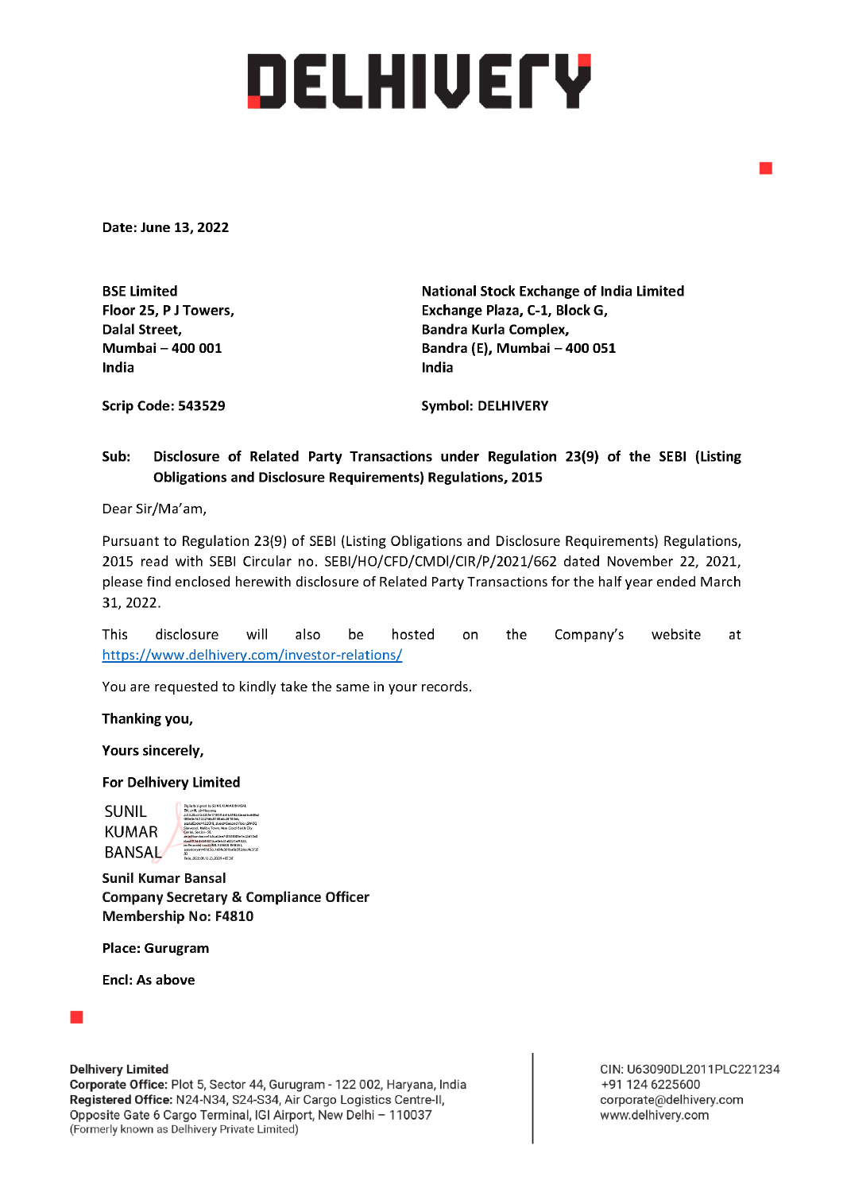# DELHIVERY

**Date: June 13, 2022**

**BSE Limited**
**Floor 25, P J Towers,**
**Dalal Street,**
**Mumbai – 400 001**
**India**

**Scrip Code: 543529**

**National Stock Exchange of India Limited**
**Exchange Plaza, C-1, Block G,**
**Bandra Kurla Complex,**
**Bandra (E), Mumbai – 400 051**
**India**

**Symbol: DELHIVERY**

**Sub: Disclosure of Related Party Transactions under Regulation 23(9) of the SEBI (Listing Obligations and Disclosure Requirements) Regulations, 2015**

Dear Sir/Ma'am,

Pursuant to Regulation 23(9) of SEBI (Listing Obligations and Disclosure Requirements) Regulations, 2015 read with SEBI Circular no. SEBI/HO/CFD/CMDl/CIR/P/2021/662 dated November 22, 2021, please find enclosed herewith disclosure of Related Party Transactions for the half year ended March 31, 2022.

This disclosure will also be hosted on the Company's website at https://www.delhivery.com/investor-relations/

You are requested to kindly take the same in your records.

**Thanking you,**

**Yours sincerely,**

**For Delhivery Limited**

SUNIL KUMAR BANSAL

**Sunil Kumar Bansal**
**Company Secretary & Compliance Officer**
**Membership No: F4810**

**Place: Gurugram**

**Encl: As above**

**Delhivery Limited**
**Corporate Office:** Plot 5, Sector 44, Gurugram - 122 002, Haryana, India
**Registered Office:** N24-N34, S24-S34, Air Cargo Logistics Centre-II, Opposite Gate 6 Cargo Terminal, IGI Airport, New Delhi – 110037
(Formerly known as Delhivery Private Limited)

CIN: U63090DL2011PLC221234
+91 124 6225600
corporate@delhivery.com
www.delhivery.com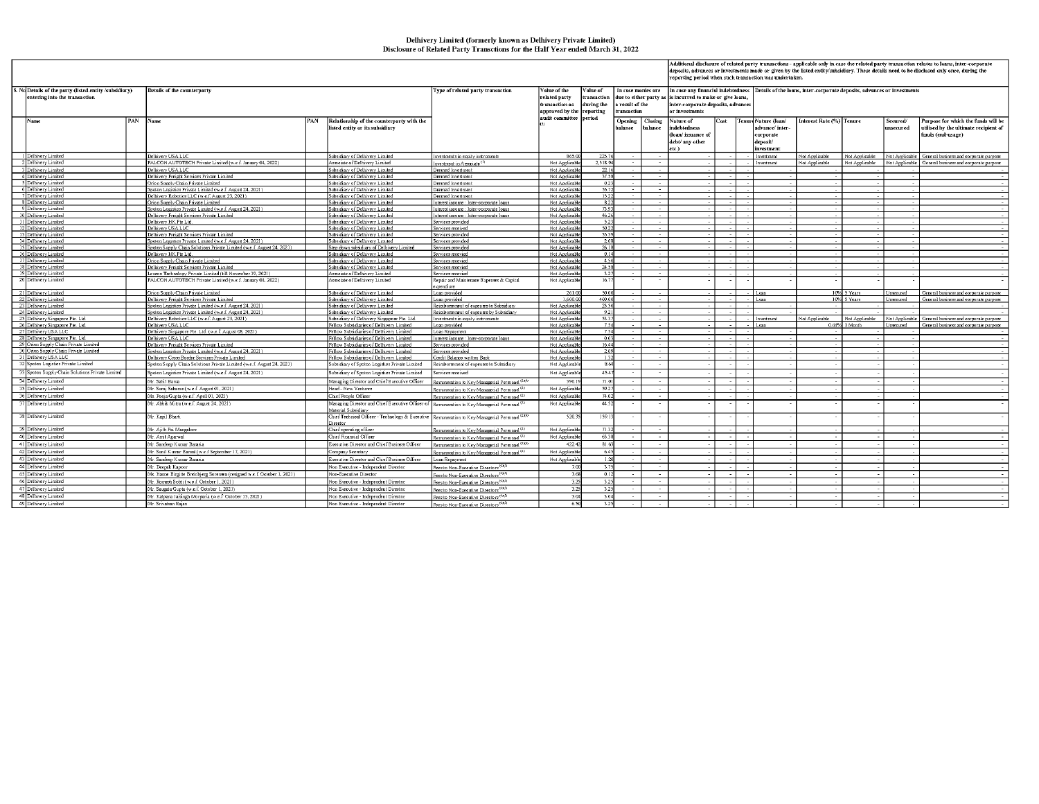# Delhivery Limited (formerly known as Delhivery Private Limited)
## Disclosure of Related Party Transctions for the Half Year ended March 31, 2022

| S. No | Details of the party (listed entity /subsidiary) entering into the transaction | | Details of the counterparty | | | Type of related party transaction | Value of the related party transaction as approved by the audit committee (1) | Value of transaction during the reporting period | In case monies are due to either party as a result of the transaction | | In case any financial indebtedness is incurred to make or give loans, inter-corporate deposits, advances or investments | | | Details of the loans, inter-corporate deposits, advances or investments | | | | |
|---|---|---|---|---|---|---|---|---|---|---|---|---|---|---|---|---|---|---|
| | Name | PAN | Name | PAN | Relationship of the counterparty with the listed entity or its subsidiary | | | | Opening balance | Closing balance | Nature of indebtedness (loan/ issuance of debt/ any other etc.) | Cost | Tenure | Nature (loan/ advance/ inter-corporate deposit/ investment | Interest Rate (%) | Tenure | Secured/ unsecured | Purpose for which the funds will be utilised by the ultimate recipient of funds (end-usage) |
| 1 | Delhivery Limited | | Delhivery USA LLC | | Subsidiary of Delhivery Limited | Investments in equity instruments | 865.00 | 225.76 | - | - | - | - | - | Investment | Not Applicable | Not Applicable | Not Applicable | General business and corporate purpose |
| 2 | Delhivery Limited | | FALCON AUTOTECH Private Limited (w.e.f. January 04, 2022) | | Associate of Delhivery Limited | Investment in Associate (3) | Not Applicable | 2,518.94 | - | - | - | - | - | Investment | Not Applicable | Not Applicable | Not Applicable | General business and corporate purpose |
| 3 | Delhivery Limited | | Delhivery USA LLC | | Subsidiary of Delhivery Limited | Deemed Investment | Not Applicable | 22.16 | - | - | - | - | - | - | - | - | - | - |
| 4 | Delhivery Limited | | Delhivery Freight Services Private Limited | | Subsidiary of Delhivery Limited | Deemed Investment | Not Applicable | 37.58 | - | - | - | - | - | - | - | - | - | - |
| 5 | Delhivery Limited | | Orion Supply Chain Private Limited | | Subsidiary of Delhivery Limited | Deemed Investment | Not Applicable | 0.23 | - | - | - | - | - | - | - | - | - | - |
| 6 | Delhivery Limited | | Spoton Logistics Private Limited (w.e.f. August 24, 2021) | | Subsidiary of Delhivery Limited | Deemed Investment | Not Applicable | 55.72 | - | - | - | - | - | - | - | - | - | - |
| 7 | Delhivery Limited | | Delhivery Robotics LLC (w.e.f. August 23, 2021) | | Subsidiary of Delhivery Limited | Deemed Investment | Not Applicable | 15.22 | - | - | - | - | - | - | - | - | - | - |
| 8 | Delhivery Limited | | Orion Supply Chain Private Limited | | Subsidiary of Delhivery Limited | Interest income - Inter-corporate loans | Not Applicable | 8.22 | - | - | - | - | - | - | - | - | - | - |
| 9 | Delhivery Limited | | Spoton Logistics Private Limited (w.e.f. August 24, 2021) | | Subsidiary of Delhivery Limited | Interest income - Inter-corporate loans | Not Applicable | 73.93 | - | - | - | - | - | - | - | - | - | - |
| 10 | Delhivery Limited | | Delhivery Freight Services Private Limited | | Subsidiary of Delhivery Limited | Interest income - Inter-corporate loans | Not Applicable | 46.26 | - | - | - | - | - | - | - | - | - | - |
| 11 | Delhivery Limited | | Delhivery HK Pte Ltd | | Subsidiary of Delhivery Limited | Services provided | Not Applicable | 5.23 | - | - | - | - | - | - | - | - | - | - |
| 12 | Delhivery Limited | | Delhivery USA LLC | | Subsidiary of Delhivery Limited | Services provided | Not Applicable | 50.22 | - | - | - | - | - | - | - | - | - | - |
| 13 | Delhivery Limited | | Delhivery Freight Services Private Limited | | Subsidiary of Delhivery Limited | Services provided | Not Applicable | 35.35 | - | - | - | - | - | - | - | - | - | - |
| 14 | Delhivery Limited | | Spoton Logistics Private Limited (w.e.f. August 24, 2021) | | Subsidiary of Delhivery Limited | Services provided | Not Applicable | 2.08 | - | - | - | - | - | - | - | - | - | - |
| 15 | Delhivery Limited | | Spoton Supply Chain Solutions Private Limited (w.e.f. August 24, 2021) | | Step down subsidiary of Delhivery Limited | Services provided | Not Applicable | 26.18 | - | - | - | - | - | - | - | - | - | - |
| 16 | Delhivery Limited | | Delhivery HK Pte Ltd | | Subsidiary of Delhivery Limited | Services received | Not Applicable | 0.14 | - | - | - | - | - | - | - | - | - | - |
| 17 | Delhivery Limited | | Orion Supply Chain Private Limited | | Subsidiary of Delhivery Limited | Services received | Not Applicable | 4.50 | - | - | - | - | - | - | - | - | - | - |
| 18 | Delhivery Limited | | Delhivery Freight Services Private Limited | | Subsidiary of Delhivery Limited | Services received | Not Applicable | 24.58 | - | - | - | - | - | - | - | - | - | - |
| 19 | Delhivery Limited | | Leucon Technology Private Limited (till November 29, 2021) | | Associate of Delhivery Limited | Services received | Not Applicable | 3.27 | - | - | - | - | - | - | - | - | - | - |
| 20 | Delhivery Limited | | FALCON AUTOTECH Private Limited (w.e.f. January 04, 2022) | | Associate of Delhivery Limited | Repair and Maintenance Expenses & Capital expenditure | Not Applicable | 16.77 | - | - | - | - | - | - | - | - | - | - |
| 21 | Delhivery Limited | | Orion Supply Chain Private Limited | | Subsidiary of Delhivery Limited | Loan provided | 261.00 | 50.00 | - | - | - | - | - | Loan | 10% | 5 Years | Unsecured | General business and corporate purpose |
| 22 | Delhivery Limited | | Delhivery Freight Services Private Limited | | Subsidiary of Delhivery Limited | Loan provided | 1,600.00 | 400.00 | - | - | - | - | - | Loan | 10% | 5 Years | Unsecured | General business and corporate purpose |
| 23 | Delhivery Limited | | Spoton Logistics Private Limited (w.e.f. August 24, 2021) | | Subsidiary of Delhivery Limited | Reimbursement of expenses to Subsidiary | Not Applicable | 25.50 | - | - | - | - | - | - | - | - | - | - |
| 24 | Delhivery Limited | | Spoton Logistics Private Limited (w.e.f. August 24, 2021) | | Subsidiary of Delhivery Limited | Reimbursement of expenses by Subsidiary | Not Applicable | 9.21 | - | - | - | - | - | - | - | - | - | - |
| 25 | Delhivery Singapore Pte. Ltd | | Delhivery Robotics LLC (w.e.f. August 23, 2021) | | Subsidiary of Delhivery Singapore Pte. Ltd | Investments in equity instruments | Not Applicable | 53.37 | - | - | - | - | - | Investment | Not Applicable | Not Applicable | Not Applicable | General business and corporate purpose |
| 26 | Delhivery Singapore Pte. Ltd | | Delhivery USA LLC | | Fellow Subsidiaries of Delhivery Limited | Loan provided | Not Applicable | 7.54 | - | - | - | - | - | Loan | 0.44% | 1 Month | Unsecured | General business and corporate purpose |
| 27 | Delhivery USA LLC | | Delhivery Singapore Pte. Ltd. (w.e.f. August 08, 2021) | | Fellow Subsidiaries of Delhivery Limited | Loan Repayment | Not Applicable | 7.54 | - | - | - | - | - | - | - | - | - | - |
| 28 | Delhivery Singapore Pte. Ltd | | Delhivery USA LLC | | Fellow Subsidiaries of Delhivery Limited | Interest income - Inter-corporate loans | Not Applicable | 0.03 | - | - | - | - | - | - | - | - | - | - |
| 29 | Orion Supply Chain Private Limited | | Delhivery Freight Services Private Limited | | Fellow Subsidiaries of Delhivery Limited | Services provided | Not Applicable | 16.44 | - | - | - | - | - | - | - | - | - | - |
| 30 | Orion Supply Chain Private Limited | | Spoton Logistics Private Limited (w.e.f. August 24, 2021) | | Fellow Subsidiaries of Delhivery Limited | Services provided | Not Applicable | 2.05 | - | - | - | - | - | - | - | - | - | - |
| 31 | Delhivery USA LLC | | Delhivery Cross Border Services Private Limited | | Fellow Subsidiaries of Delhivery Limited | Credit Balance written Back | Not Applicable | 1.32 | - | - | - | - | - | - | - | - | - | - |
| 32 | Spoton Logistics Private Limited | | Spoton Supply Chain Solutions Private Limited (w.e.f. August 24, 2021) | | Subsidiary of Spoton Logistics Private Limited | Reimbursement of expenses to Subsidiary | Not Applicable | 9.64 | - | - | - | - | - | - | - | - | - | - |
| 33 | Spoton Supply Chain Solutions Private Limited | | Spoton Logistics Private Limited (w.e.f. August 24, 2021) | | Subsidiary of Spoton Logistics Private Limited | Services received | Not Applicable | 45.47 | - | - | - | - | - | - | - | - | - | - |
| 34 | Delhivery Limited | | Mr. Sahil Barua | | Managing Director and Chief Executive Officer | Remuneration to Key Managerial Personnel (2)(4) | 390.19 | 71.01 | - | - | - | - | - | - | - | - | - | - |
| 35 | Delhivery Limited | | Mr. Suraj Saharan (w.e.f. August 01, 2021) | | Head - New Ventures | Remuneration to Key Managerial Personnel (2) | Not Applicable | 59.27 | - | - | - | - | - | - | - | - | - | - |
| 36 | Delhivery Limited | | Ms. Pooja Gupta (w.e.f. April 01, 2021) | | Chief People Officer | Remuneration to Key Managerial Personnel (2) | Not Applicable | 38.02 | - | - | - | - | - | - | - | - | - | - |
| 37 | Delhivery Limited | | Mr. Abhik Mitra (w.e.f. August 24, 2021) | | Managing Director and Chief Executive Officer of Material Subsidiary | Remuneration to Key Managerial Personnel (2) | Not Applicable | 44.52 | - | - | - | - | - | - | - | - | - | - |
| 38 | Delhivery Limited | | Mr. Kapil Bharti | | Chief Technical Officer - Technology & Executive Director | Remuneration to Key Managerial Personnel (2)(4) | 520.35 | 159.13 | - | - | - | - | - | - | - | - | - | - |
| 39 | Delhivery Limited | | Mr. Ajith Pai Mangalore | | Chief operating officer | Remuneration to Key Managerial Personnel (2) | Not Applicable | 71.32 | - | - | - | - | - | - | - | - | - | - |
| 40 | Delhivery Limited | | Mr. Amit Agarwal | | Chief Financial Officer | Remuneration to Key Managerial Personnel (2) | Not Applicable | 63.38 | - | - | - | - | - | - | - | - | - | - |
| 41 | Delhivery Limited | | Mr. Sandeep Kumar Barasia | | Executive Director and Chief Business Officer | Remuneration to Key Managerial Personnel (2)(4) | 422.42 | 81.60 | - | - | - | - | - | - | - | - | - | - |
| 42 | Delhivery Limited | | Mr. Sunil Kumar Bansal (w.e.f. September 17, 2021) | | Company Secretary | Remuneration to Key Managerial Personnel (2) | Not Applicable | 6.45 | - | - | - | - | - | - | - | - | - | - |
| 43 | Delhivery Limited | | Mr. Sandeep Kumar Barasia | | Executive Director and Chief Business Officer | Loan Repayment | Not Applicable | 1.20 | - | - | - | - | - | - | - | - | - | - |
| 44 | Delhivery Limited | | Mr. Deepak Kapoor | | Non Executive - Independent Director | Fees to Non-Executive Directors (4)(5) | 7.00 | 3.75 | - | - | - | - | - | - | - | - | - | - |
| 45 | Delhivery Limited | | Ms. Hanne Birgitte Breinbjerg Sorensen (resigned w.e.f. October 1, 2021) | | Non-Executive Director | Fees to Non-Executive Directors (4)(5) | 3.68 | 0.12 | - | - | - | - | - | - | - | - | - | - |
| 46 | Delhivery Limited | | Mr. Romesh Sobti (w.e.f. October 1, 2021) | | Non Executive - Independent Director | Fees to Non-Executive Directors (4)(5) | 3.25 | 3.25 | - | - | - | - | - | - | - | - | - | - |
| 47 | Delhivery Limited | | Mr. Saugata Gupta (w.e.f. October 1, 2021) | | Non Executive - Independent Director | Fees to Non-Executive Directors (4)(5) | 3.25 | 3.25 | - | - | - | - | - | - | - | - | - | - |
| 48 | Delhivery Limited | | Ms. Kalpana Jaisingh Morparia (w.e.f. October 13, 2021) | | Non Executive - Independent Director | Fees to Non-Executive Directors (4)(5) | 3.04 | 3.04 | - | - | - | - | - | - | - | - | - | - |
| 49 | Delhivery Limited | | Mr. Srivatsan Rajan | | Non Executive - Independent Director | Fees to Non-Executive Directors (4)(5) | 6.50 | 3.25 | - | - | - | - | - | - | - | - | - | - |

Additional disclosure of related party transactions - applicable only in case the related party transaction relates to loans, inter-corporate deposits, advances or investments made or given by the listed entity/subsidiary. These details need to be disclosed only once, during the reporting period when such transaction was undertaken.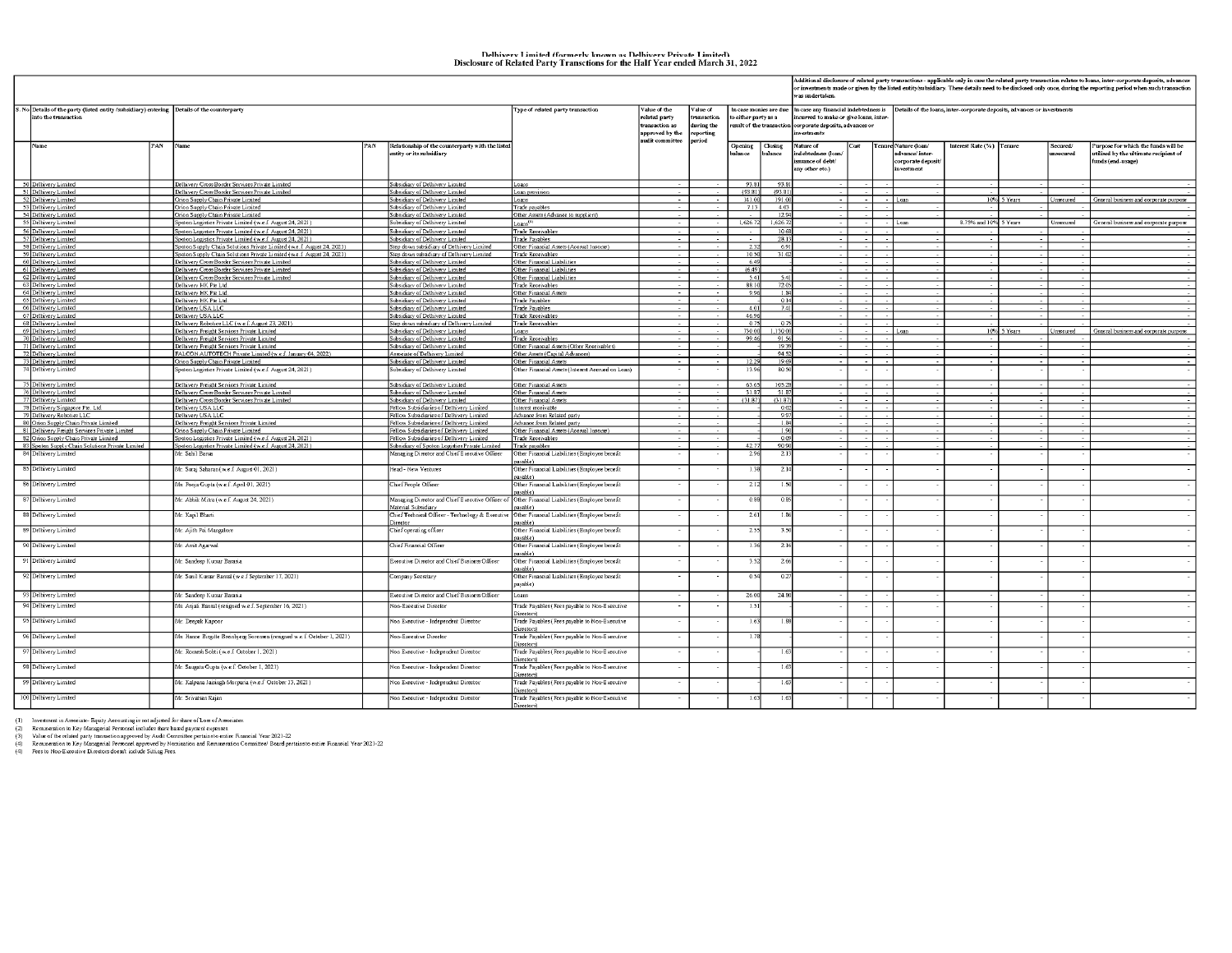# Delhivery Limited (formerly known as Delhivery Private Limited)
## Disclosure of Related Party Transctions for the Half Year ended March 31, 2022

| S. No | Details of the party (listed entity /subsidiary) entering into the transaction | | Details of the counterparty | | | Type of related party transaction | Value of the related party transaction as approved by the audit committee | Value of transaction during the reporting period | In case monies are due to either party as a result of the transaction | | Additional disclosure of related party transactions - applicable only in case the related party transaction relates to loans, inter-corporate deposits, advances or investments made or given by the listed entity/subsidiary. These details need to be disclosed only once, during the reporting period when such transaction was undertaken. In case any financial indebtedness is incurred to make or give loans, inter-corporate deposits, advances or investments | | | Details of the loans, inter-corporate deposits, advances or investments | | | | |
|---|---|---|---|---|---|---|---|---|---|---|---|---|---|---|---|---|---|---|
| | Name | PAN | Name | PAN | Relationship of the counterparty with the listed entity or its subsidiary | | | | Opening balance | Closing balance | Nature of indebtedness (loan/ issuance of debt/ any other etc.) | Cost | Tenure | Nature (loan/ advance/ inter-corporate deposit/ investment | Interest Rate (%) | Tenure | Secured/ unsecured | Purpose for which the funds will be utilised by the ultimate recipient of funds (end-usage) |
| 50 | Delhivery Limited | | Delhivery Cross Border Services Private Limited | | Subsidiary of Delhivery Limited | Loans | - | - | 93.81 | 93.81 | - | - | - | - | - | - | - | - |
| 51 | Delhivery Limited | | Delhivery Cross Border Services Private Limited | | Subsidiary of Delhivery Limited | Loan provision | - | - | (93.81) | (93.81) | - | - | - | - | - | - | - | - |
| 52 | Delhivery Limited | | Orion Supply Chain Private Limited | | Subsidiary of Delhivery Limited | Loans | - | - | 341.00 | 191.00 | - | - | - | Loan | 10% | 5 Years | Unsecured | General business and corporate purpose |
| 53 | Delhivery Limited | | Orion Supply Chain Private Limited | | Subsidiary of Delhivery Limited | Trade payables | - | - | 7.13 | 4.03 | - | - | - | - | - | - | - | - |
| 54 | Delhivery Limited | | Orion Supply Chain Private Limited | | Subsidiary of Delhivery Limited | Other Assets (Advance to supplier) | - | - | - | 12.94 | - | - | - | - | - | - | - | - |
| 55 | Delhivery Limited | | Spoton Logistics Private Limited (w.e.f. August 24, 2021) | | Subsidiary of Delhivery Limited | Loans(3) | - | - | 1,626.72 | 1,626.72 | - | - | - | Loan | 8.75% and 10% | 5 Years | Unsecured | General business and corporate purpose |
| 56 | Delhivery Limited | | Spoton Logistics Private Limited (w.e.f. August 24, 2021) | | Subsidiary of Delhivery Limited | Trade Receivables | - | - | - | 10.68 | - | - | - | - | - | - | - | - |
| 57 | Delhivery Limited | | Spoton Logistics Private Limited (w.e.f. August 24, 2021) | | Subsidiary of Delhivery Limited | Trade Payables | - | - | - | 28.13 | - | - | - | - | - | - | - | - |
| 58 | Delhivery Limited | | Spoton Supply Chain Solutions Private Limited (w.e.f. August 24, 2021) | | Step down subsidiary of Delhivery Limited | Other Financial Assets (Accrual Income) | - | - | 2.32 | 6.91 | - | - | - | - | - | - | - | - |
| 59 | Delhivery Limited | | Spoton Supply Chain Solutions Private Limited (w.e.f. August 24, 2021) | | Step down subsidiary of Delhivery Limited | Trade Receivables | - | - | 10.50 | 31.02 | - | - | - | - | - | - | - | - |
| 60 | Delhivery Limited | | Delhivery Cross Border Services Private Limited | | Subsidiary of Delhivery Limited | Other Financial Liabilities | - | - | 6.49 | | - | - | - | - | - | - | - | - |
| 61 | Delhivery Limited | | Delhivery Cross Border Services Private Limited | | Subsidiary of Delhivery Limited | Other Financial Liabilities | - | - | (6.49) | | - | - | - | - | - | - | - | - |
| 62 | Delhivery Limited | | Delhivery Cross Border Services Private Limited | | Subsidiary of Delhivery Limited | Other Financial Liabilities | - | - | 5.41 | 5.41 | - | - | - | - | - | - | - | - |
| 63 | Delhivery Limited | | Delhivery HK Pte Ltd. | | Subsidiary of Delhivery Limited | Trade Receivables | - | - | 88.10 | 72.05 | - | - | - | - | - | - | - | - |
| 64 | Delhivery Limited | | Delhivery HK Pte Ltd. | | Subsidiary of Delhivery Limited | Other Financial Assets | - | - | 9.96 | 1.84 | - | - | - | - | - | - | - | - |
| 65 | Delhivery Limited | | Delhivery HK Pte Ltd. | | Subsidiary of Delhivery Limited | Trade Payables | - | - | - | 0.14 | - | - | - | - | - | - | - | - |
| 66 | Delhivery Limited | | Delhivery USA LLC | | Subsidiary of Delhivery Limited | Trade Payables | - | - | 4.01 | 7.41 | - | - | - | - | - | - | - | - |
| 67 | Delhivery Limited | | Delhivery USA LLC | | Subsidiary of Delhivery Limited | Trade Receivables | - | - | 46.96 | - | - | - | - | - | - | - | - | - |
| 68 | Delhivery Limited | | Delhivery Robotics LLC (w.e.f. August 23, 2021) | | Step down subsidiary of Delhivery Limited | Trade Receivables | - | - | 0.75 | 0.75 | - | - | - | - | - | - | - | - |
| 69 | Delhivery Limited | | Delhivery Freight Services Private Limited | | Subsidiary of Delhivery Limited | Loans | - | - | 730.00 | 1,130.00 | - | - | - | Loan | 10% | 5 Years | Unsecured | General business and corporate purpose |
| 70 | Delhivery Limited | | Delhivery Freight Services Private Limited | | Subsidiary of Delhivery Limited | Trade Receivables | - | - | 99.46 | 91.56 | - | - | - | - | - | - | - | - |
| 71 | Delhivery Limited | | Delhivery Freight Services Private Limited | | Subsidiary of Delhivery Limited | Other Financial Assets (Other Receivables) | - | - | - | 19.39 | - | - | - | - | - | - | - | - |
| 72 | Delhivery Limited | | FALCON AUTOTECH Private Limited (w.e.f. January 04, 2022) | | Associate of Delhivery Limited | Other Assets (Capital Advances) | - | - | - | 94.52 | - | - | - | - | - | - | - | - |
| 73 | Delhivery Limited | | Orion Supply Chain Private Limited | | Subsidiary of Delhivery Limited | Other Financial Assets | - | - | 12.29 | 19.69 | - | - | - | - | - | - | - | - |
| 74 | Delhivery Limited | | Spoton Logistics Private Limited (w.e.f. August 24, 2021) | | Subsidiary of Delhivery Limited | Other Financial Assets (Interest Accrued on Loan) | - | - | 13.96 | 80.56 | - | - | - | - | - | - | - | - |
| 75 | Delhivery Limited | | Delhivery Freight Services Private Limited | | Subsidiary of Delhivery Limited | Other Financial Assets | - | - | 63.65 | 105.28 | - | - | - | - | - | - | - | - |
| 76 | Delhivery Limited | | Delhivery Cross Border Services Private Limited | | Subsidiary of Delhivery Limited | Other Financial Assets | - | - | 31.87 | 31.87 | - | - | - | - | - | - | - | - |
| 77 | Delhivery Limited | | Delhivery Cross Border Services Private Limited | | Subsidiary of Delhivery Limited | Other Financial Assets | - | - | (31.87) | (31.87) | - | - | - | - | - | - | - | - |
| 78 | Delhivery Singapore Pte. Ltd. | | Delhivery USA LLC | | Fellow Subsidiaries of Delhivery Limited | Interest receivable | - | - | - | 0.02 | - | - | - | - | - | - | - | - |
| 79 | Delhivery Robotics LLC | | Delhivery USA LLC | | Fellow Subsidiaries of Delhivery Limited | Advance from Related party | - | - | - | 9.97 | - | - | - | - | - | - | - | - |
| 80 | Orion Supply Chain Private Limited | | Delhivery Freight Services Private Limited | | Fellow Subsidiaries of Delhivery Limited | Advance from Related party | - | - | - | 1.84 | - | - | - | - | - | - | - | - |
| 81 | Delhivery Freight Services Private Limited | | Orion Supply Chain Private Limited | | Fellow Subsidiaries of Delhivery Limited | Other Financial Assets (Accrual Income) | - | - | - | 1.90 | - | - | - | - | - | - | - | - |
| 82 | Orion Supply Chain Private Limited | | Spoton Logistics Private Limited (w.e.f. August 24, 2021) | | Fellow Subsidiaries of Delhivery Limited | Trade Receivables | - | - | - | 0.09 | - | - | - | - | - | - | - | - |
| 83 | Spoton Supply Chain Solutions Private Limited | | Spoton Logistics Private Limited (w.e.f. August 24, 2021) | | Subsidiary of Spoton Logistics Private Limited | Trade payables | - | - | 42.77 | 90.90 | - | - | - | - | - | - | - | - |
| 84 | Delhivery Limited | | Mr. Sahil Barua | | Managing Director and Chief Executive Officer | Other Financial Liabilities (Employee benefit payable) | - | - | 2.96 | 2.13 | - | - | - | - | - | - | - | - |
| 85 | Delhivery Limited | | Mr. Suraj Saharan (w.e.f. August 01, 2021) | | Head - New Ventures | Other Financial Liabilities (Employee benefit payable) | - | - | 1.38 | 2.14 | - | - | - | - | - | - | - | - |
| 86 | Delhivery Limited | | Ms. Pooja Gupta (w.e.f. April 01, 2021) | | Chief People Officer | Other Financial Liabilities (Employee benefit payable) | - | - | 2.12 | 1.50 | - | - | - | - | - | - | - | - |
| 87 | Delhivery Limited | | Mr. Abhik Mitra (w.e.f. August 24, 2021) | | Managing Director and Chief Executive Officer of Material Subsidiary | Other Financial Liabilities (Employee benefit payable) | - | - | 0.89 | 0.85 | - | - | - | - | - | - | - | - |
| 88 | Delhivery Limited | | Mr. Kapil Bharti | | Chief Technical Officer - Technology & Executive Director | Other Financial Liabilities (Employee benefit payable) | - | - | 2.61 | 1.86 | - | - | - | - | - | - | - | - |
| 89 | Delhivery Limited | | Mr. Ajith Pai Mangalore | | Chief operating officer | Other Financial Liabilities (Employee benefit payable) | - | - | 2.55 | 3.50 | - | - | - | - | - | - | - | - |
| 90 | Delhivery Limited | | Mr. Amit Agarwal | | Chief Financial Officer | Other Financial Liabilities (Employee benefit payable) | - | - | 1.36 | 2.16 | - | - | - | - | - | - | - | - |
| 91 | Delhivery Limited | | Mr. Sandeep Kumar Barasia | | Executive Director and Chief Business Officer | Other Financial Liabilities (Employee benefit payable) | - | - | 3.52 | 2.66 | - | - | - | - | - | - | - | - |
| 92 | Delhivery Limited | | Mr. Sunil Kumar Bansal (w.e.f September 17, 2021) | | Company Secretary | Other Financial Liabilities (Employee benefit payable) | - | - | 0.34 | 0.27 | - | - | - | - | - | - | - | - |
| 93 | Delhivery Limited | | Mr. Sandeep Kumar Barasia | | Executive Director and Chief Business Officer | Loans | - | - | 26.00 | 24.80 | - | - | - | - | - | - | - | - |
| 94 | Delhivery Limited | | Ms. Anjali Bansal (resigned w.e.f. September 16, 2021) | | Non-Executive Director | Trade Payables (Fees payable to Non-Executive Directors) | - | - | 1.31 | | - | - | - | - | - | - | - | - |
| 95 | Delhivery Limited | | Mr. Deepak Kapoor | | Non Executive - Independent Director | Trade Payables (Fees payable to Non-Executive Directors) | - | - | 1.63 | 1.88 | - | - | - | - | - | - | - | - |
| 96 | Delhivery Limited | | Ms. Hanne Birgitte Breinbjerg Sorensen (resigned w.e.f. October 1, 2021) | | Non-Executive Director | Trade Payables (Fees payable to Non-Executive Directors) | - | - | 1.78 | | - | - | - | - | - | - | - | - |
| 97 | Delhivery Limited | | Mr. Romesh Sobti (w.e.f. October 1, 2021) | | Non Executive - Independent Director | Trade Payables (Fees payable to Non-Executive Directors) | - | - | | 1.63 | - | - | - | - | - | - | - | - |
| 98 | Delhivery Limited | | Mr. Saugata Gupta (w.e.f. October 1, 2021) | | Non Executive - Independent Director | Trade Payables (Fees payable to Non-Executive Directors) | - | - | | 1.63 | - | - | - | - | - | - | - | - |
| 99 | Delhivery Limited | | Ms. Kalpana Jaisingh Morparia (w.e.f. October 13, 2021) | | Non Executive - Independent Director | Trade Payables (Fees payable to Non-Executive Directors) | - | - | | 1.63 | - | - | - | - | - | - | - | - |
| 100 | Delhivery Limited | | Mr. Srivatsan Rajan | | Non Executive - Independent Director | Trade Payables (Fees payable to Non-Executive Directors) | - | - | 1.63 | 1.63 | - | - | - | - | - | - | - | - |

(1) Investment in Associate- Equity Accounting is not adjusted for share of Loss of Associates.
(2) Remuneration to Key Managerial Personnel includes share based payment expenses.
(3) Value of the related party transaction approved by Audit Committee pertains to entire Financial Year 2021-22
(4) Remuneration to Key Managerial Personnel approved by Nomination and Remuneration Committee/ Board pertains to entire Financial Year 2021-22
(5) Fees to Non-Executive Directors doesn't include Sitting Fees.